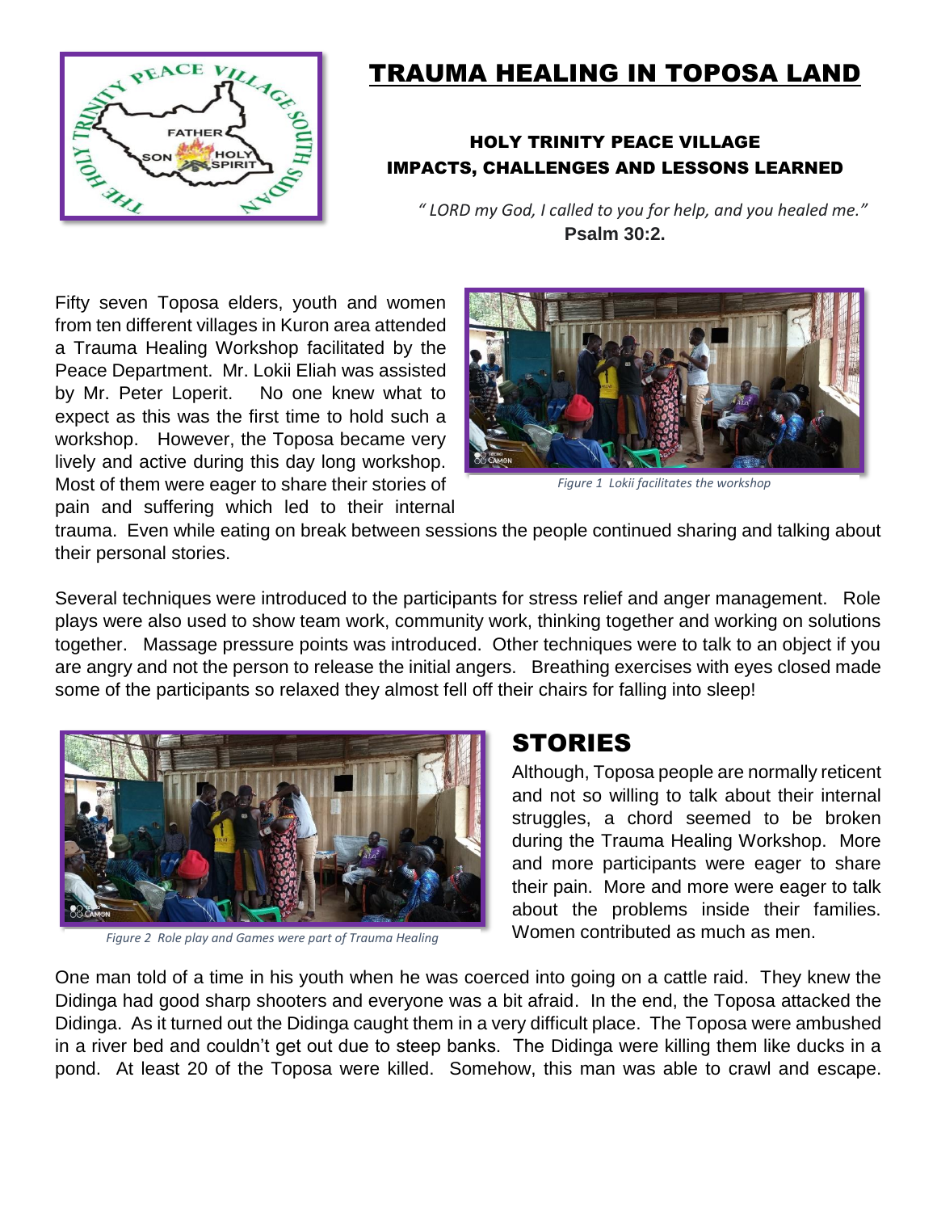# TRAUMA HEALING IN TOPOSA LAND

### HOLY TRINITY PEACE VILLAGE
### IMPACTS, CHALLENGES AND LESSONS LEARNED

*" LORD my God, I called to you for help, and you healed me."*
**Psalm 30:2.**

Fifty seven Toposa elders, youth and women from ten different villages in Kuron area attended a Trauma Healing Workshop facilitated by the Peace Department. Mr. Lokii Eliah was assisted by Mr. Peter Loperit. No one knew what to expect as this was the first time to hold such a workshop. However, the Toposa became very lively and active during this day long workshop. Most of them were eager to share their stories of pain and suffering which led to their internal trauma. Even while eating on break between sessions the people continued sharing and talking about their personal stories.

*Figure 1 Lokii facilitates the workshop*

Several techniques were introduced to the participants for stress relief and anger management. Role plays were also used to show team work, community work, thinking together and working on solutions together. Massage pressure points was introduced. Other techniques were to talk to an object if you are angry and not the person to release the initial angers. Breathing exercises with eyes closed made some of the participants so relaxed they almost fell off their chairs for falling into sleep!

*Figure 2 Role play and Games were part of Trauma Healing*

## STORIES

Although, Toposa people are normally reticent and not so willing to talk about their internal struggles, a chord seemed to be broken during the Trauma Healing Workshop. More and more participants were eager to share their pain. More and more were eager to talk about the problems inside their families. Women contributed as much as men.

One man told of a time in his youth when he was coerced into going on a cattle raid. They knew the Didinga had good sharp shooters and everyone was a bit afraid. In the end, the Toposa attacked the Didinga. As it turned out the Didinga caught them in a very difficult place. The Toposa were ambushed in a river bed and couldn't get out due to steep banks. The Didinga were killing them like ducks in a pond. At least 20 of the Toposa were killed. Somehow, this man was able to crawl and escape.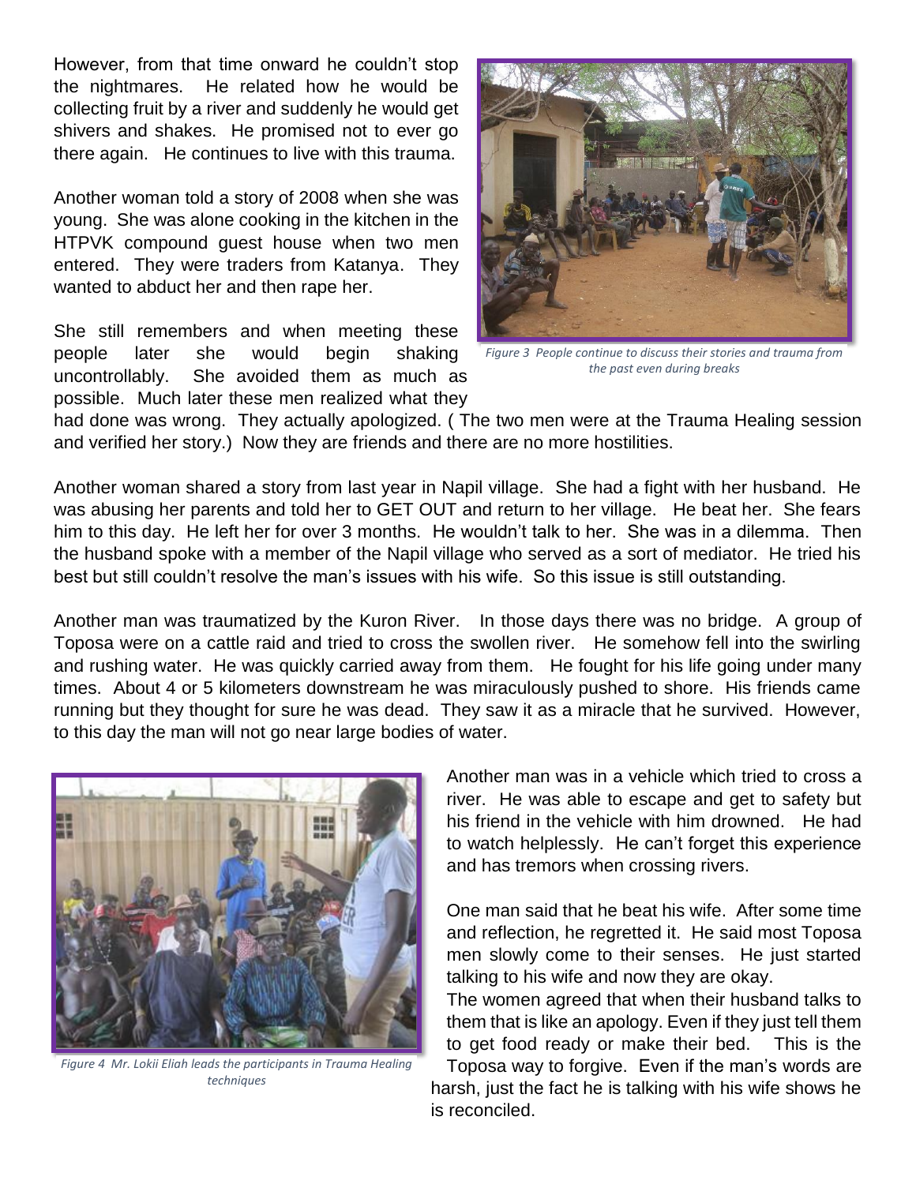However, from that time onward he couldn't stop the nightmares. He related how he would be collecting fruit by a river and suddenly he would get shivers and shakes. He promised not to ever go there again. He continues to live with this trauma.

Another woman told a story of 2008 when she was young. She was alone cooking in the kitchen in the HTPVK compound guest house when two men entered. They were traders from Katanya. They wanted to abduct her and then rape her.

She still remembers and when meeting these people later she would begin shaking uncontrollably. She avoided them as much as possible. Much later these men realized what they had done was wrong. They actually apologized. ( The two men were at the Trauma Healing session and verified her story.) Now they are friends and there are no more hostilities.

*Figure 3 People continue to discuss their stories and trauma from the past even during breaks*

Another woman shared a story from last year in Napil village. She had a fight with her husband. He was abusing her parents and told her to GET OUT and return to her village. He beat her. She fears him to this day. He left her for over 3 months. He wouldn't talk to her. She was in a dilemma. Then the husband spoke with a member of the Napil village who served as a sort of mediator. He tried his best but still couldn't resolve the man's issues with his wife. So this issue is still outstanding.

Another man was traumatized by the Kuron River. In those days there was no bridge. A group of Toposa were on a cattle raid and tried to cross the swollen river. He somehow fell into the swirling and rushing water. He was quickly carried away from them. He fought for his life going under many times. About 4 or 5 kilometers downstream he was miraculously pushed to shore. His friends came running but they thought for sure he was dead. They saw it as a miracle that he survived. However, to this day the man will not go near large bodies of water.

*Figure 4 Mr. Lokii Eliah leads the participants in Trauma Healing techniques*

Another man was in a vehicle which tried to cross a river. He was able to escape and get to safety but his friend in the vehicle with him drowned. He had to watch helplessly. He can't forget this experience and has tremors when crossing rivers.

One man said that he beat his wife. After some time and reflection, he regretted it. He said most Toposa men slowly come to their senses. He just started talking to his wife and now they are okay.

The women agreed that when their husband talks to them that is like an apology. Even if they just tell them to get food ready or make their bed. This is the Toposa way to forgive. Even if the man's words are harsh, just the fact he is talking with his wife shows he is reconciled.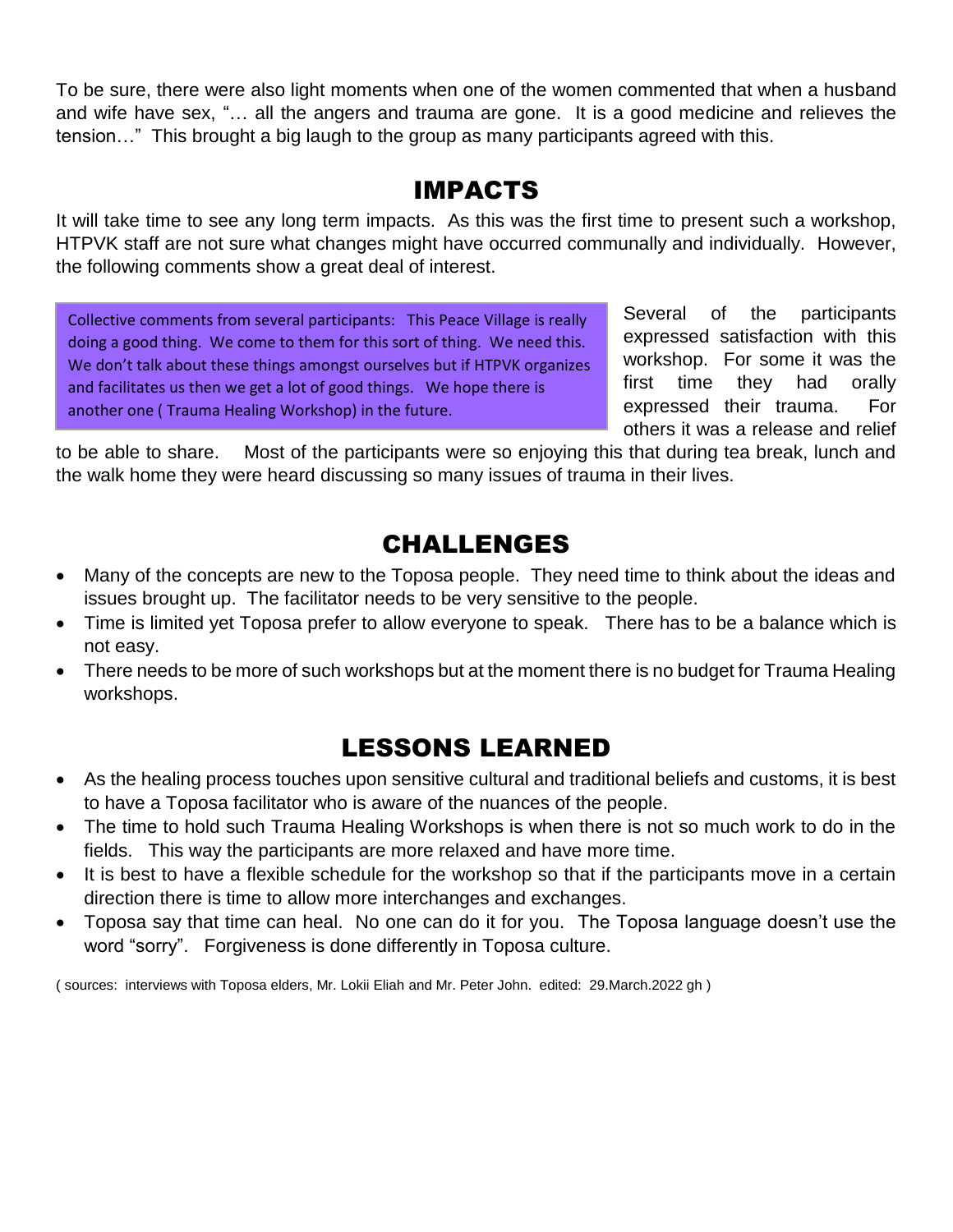To be sure, there were also light moments when one of the women commented that when a husband and wife have sex, "… all the angers and trauma are gone. It is a good medicine and relieves the tension…" This brought a big laugh to the group as many participants agreed with this.

## IMPACTS

It will take time to see any long term impacts. As this was the first time to present such a workshop, HTPVK staff are not sure what changes might have occurred communally and individually. However, the following comments show a great deal of interest.

> Collective comments from several participants: This Peace Village is really doing a good thing. We come to them for this sort of thing. We need this. We don't talk about these things amongst ourselves but if HTPVK organizes and facilitates us then we get a lot of good things. We hope there is another one ( Trauma Healing Workshop) in the future.

Several of the participants expressed satisfaction with this workshop. For some it was the first time they had orally expressed their trauma. For others it was a release and relief to be able to share. Most of the participants were so enjoying this that during tea break, lunch and the walk home they were heard discussing so many issues of trauma in their lives.

## CHALLENGES

- Many of the concepts are new to the Toposa people. They need time to think about the ideas and issues brought up. The facilitator needs to be very sensitive to the people.
- Time is limited yet Toposa prefer to allow everyone to speak. There has to be a balance which is not easy.
- There needs to be more of such workshops but at the moment there is no budget for Trauma Healing workshops.

## LESSONS LEARNED

- As the healing process touches upon sensitive cultural and traditional beliefs and customs, it is best to have a Toposa facilitator who is aware of the nuances of the people.
- The time to hold such Trauma Healing Workshops is when there is not so much work to do in the fields. This way the participants are more relaxed and have more time.
- It is best to have a flexible schedule for the workshop so that if the participants move in a certain direction there is time to allow more interchanges and exchanges.
- Toposa say that time can heal. No one can do it for you. The Toposa language doesn't use the word "sorry". Forgiveness is done differently in Toposa culture.

( sources: interviews with Toposa elders, Mr. Lokii Eliah and Mr. Peter John. edited: 29.March.2022 gh )